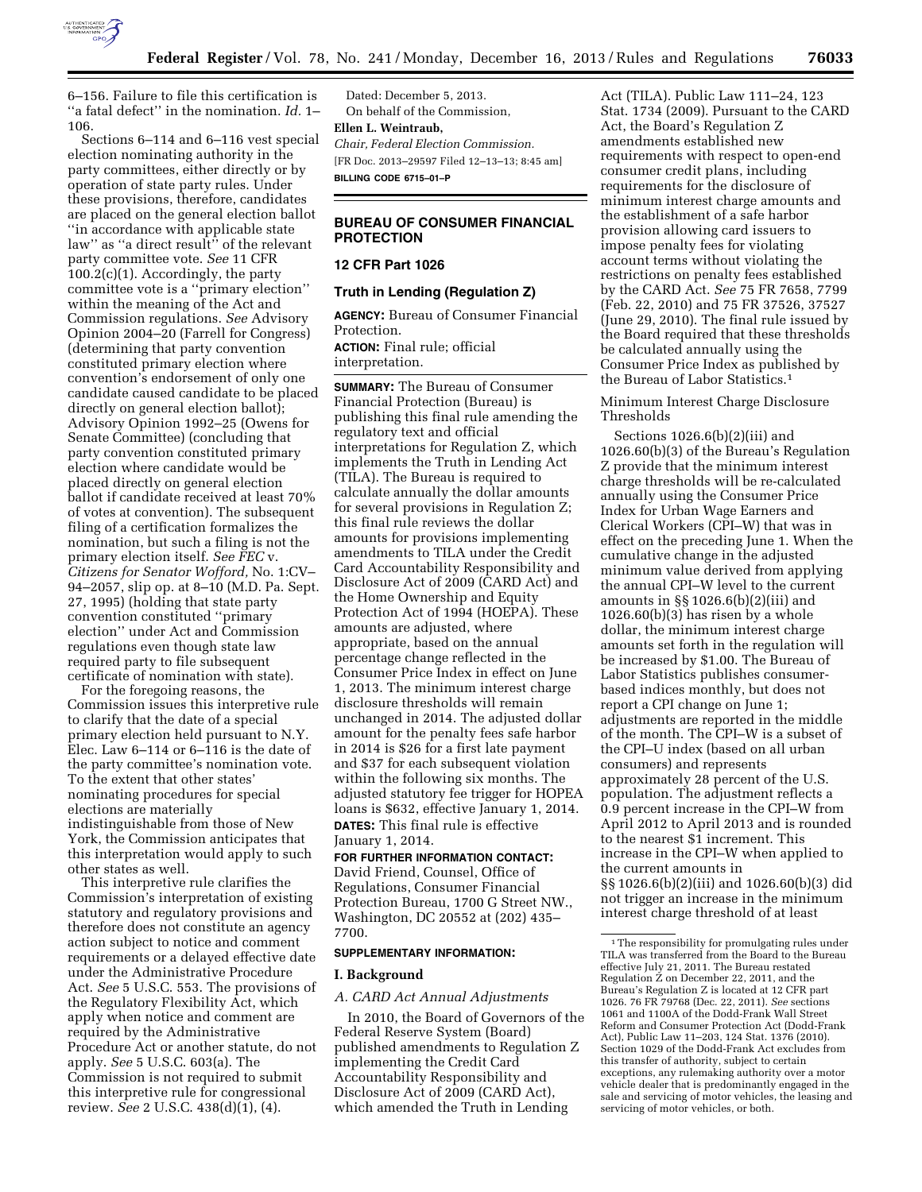6–156. Failure to file this certification is ''a fatal defect'' in the nomination. *Id.* 1–106.

Sections 6–114 and 6–116 vest special election nominating authority in the party committees, either directly or by operation of state party rules. Under these provisions, therefore, candidates are placed on the general election ballot ''in accordance with applicable state law'' as ''a direct result'' of the relevant party committee vote. *See* 11 CFR 100.2(c)(1). Accordingly, the party committee vote is a ''primary election'' within the meaning of the Act and Commission regulations. *See* Advisory Opinion 2004–20 (Farrell for Congress) (determining that party convention constituted primary election where convention's endorsement of only one candidate caused candidate to be placed directly on general election ballot); Advisory Opinion 1992–25 (Owens for Senate Committee) (concluding that party convention constituted primary election where candidate would be placed directly on general election ballot if candidate received at least 70% of votes at convention). The subsequent filing of a certification formalizes the nomination, but such a filing is not the primary election itself. *See FEC* v. *Citizens for Senator Wofford,* No. 1:CV–94–2057, slip op. at 8–10 (M.D. Pa. Sept. 27, 1995) (holding that state party convention constituted ''primary election'' under Act and Commission regulations even though state law required party to file subsequent certificate of nomination with state).

For the foregoing reasons, the Commission issues this interpretive rule to clarify that the date of a special primary election held pursuant to N.Y. Elec. Law 6–114 or 6–116 is the date of the party committee's nomination vote. To the extent that other states' nominating procedures for special elections are materially indistinguishable from those of New York, the Commission anticipates that this interpretation would apply to such other states as well.

This interpretive rule clarifies the Commission's interpretation of existing statutory and regulatory provisions and therefore does not constitute an agency action subject to notice and comment requirements or a delayed effective date under the Administrative Procedure Act. *See* 5 U.S.C. 553. The provisions of the Regulatory Flexibility Act, which apply when notice and comment are required by the Administrative Procedure Act or another statute, do not apply. *See* 5 U.S.C. 603(a). The Commission is not required to submit this interpretive rule for congressional review. *See* 2 U.S.C. 438(d)(1), (4).

Dated: December 5, 2013.

On behalf of the Commission,

**Ellen L. Weintraub,**

*Chair, Federal Election Commission.*

[FR Doc. 2013–29597 Filed 12–13–13; 8:45 am]

**BILLING CODE 6715–01–P**

---

## BUREAU OF CONSUMER FINANCIAL PROTECTION

### 12 CFR Part 1026

### Truth in Lending (Regulation Z)

**AGENCY:** Bureau of Consumer Financial Protection.

**ACTION:** Final rule; official interpretation.

**SUMMARY:** The Bureau of Consumer Financial Protection (Bureau) is publishing this final rule amending the regulatory text and official interpretations for Regulation Z, which implements the Truth in Lending Act (TILA). The Bureau is required to calculate annually the dollar amounts for several provisions in Regulation Z; this final rule reviews the dollar amounts for provisions implementing amendments to TILA under the Credit Card Accountability Responsibility and Disclosure Act of 2009 (CARD Act) and the Home Ownership and Equity Protection Act of 1994 (HOEPA). These amounts are adjusted, where appropriate, based on the annual percentage change reflected in the Consumer Price Index in effect on June 1, 2013. The minimum interest charge disclosure thresholds will remain unchanged in 2014. The adjusted dollar amount for the penalty fees safe harbor in 2014 is $26 for a first late payment and $37 for each subsequent violation within the following six months. The adjusted statutory fee trigger for HOPEA loans is $632, effective January 1, 2014.

**DATES:** This final rule is effective January 1, 2014.

**FOR FURTHER INFORMATION CONTACT:** David Friend, Counsel, Office of Regulations, Consumer Financial Protection Bureau, 1700 G Street NW., Washington, DC 20552 at (202) 435–7700.

**SUPPLEMENTARY INFORMATION:**

### I. Background

*A. CARD Act Annual Adjustments*

In 2010, the Board of Governors of the Federal Reserve System (Board) published amendments to Regulation Z implementing the Credit Card Accountability Responsibility and Disclosure Act of 2009 (CARD Act), which amended the Truth in Lending Act (TILA). Public Law 111–24, 123 Stat. 1734 (2009). Pursuant to the CARD Act, the Board's Regulation Z amendments established new requirements with respect to open-end consumer credit plans, including requirements for the disclosure of minimum interest charge amounts and the establishment of a safe harbor provision allowing card issuers to impose penalty fees for violating account terms without violating the restrictions on penalty fees established by the CARD Act. *See* 75 FR 7658, 7799 (Feb. 22, 2010) and 75 FR 37526, 37527 (June 29, 2010). The final rule issued by the Board required that these thresholds be calculated annually using the Consumer Price Index as published by the Bureau of Labor Statistics.[1]

Minimum Interest Charge Disclosure Thresholds

Sections 1026.6(b)(2)(iii) and 1026.60(b)(3) of the Bureau's Regulation Z provide that the minimum interest charge thresholds will be re-calculated annually using the Consumer Price Index for Urban Wage Earners and Clerical Workers (CPI–W) that was in effect on the preceding June 1. When the cumulative change in the adjusted minimum value derived from applying the annual CPI–W level to the current amounts in §§ 1026.6(b)(2)(iii) and 1026.60(b)(3) has risen by a whole dollar, the minimum interest charge amounts set forth in the regulation will be increased by $1.00. The Bureau of Labor Statistics publishes consumer-based indices monthly, but does not report a CPI change on June 1; adjustments are reported in the middle of the month. The CPI–W is a subset of the CPI–U index (based on all urban consumers) and represents approximately 28 percent of the U.S. population. The adjustment reflects a 0.9 percent increase in the CPI–W from April 2012 to April 2013 and is rounded to the nearest $1 increment. This increase in the CPI–W when applied to the current amounts in §§ 1026.6(b)(2)(iii) and 1026.60(b)(3) did not trigger an increase in the minimum interest charge threshold of at least

[1] The responsibility for promulgating rules under TILA was transferred from the Board to the Bureau effective July 21, 2011. The Bureau restated Regulation Z on December 22, 2011, and the Bureau's Regulation Z is located at 12 CFR part 1026. 76 FR 79768 (Dec. 22, 2011). *See* sections 1061 and 1100A of the Dodd-Frank Wall Street Reform and Consumer Protection Act (Dodd-Frank Act), Public Law 11–203, 124 Stat. 1376 (2010). Section 1029 of the Dodd-Frank Act excludes from this transfer of authority, subject to certain exceptions, any rulemaking authority over a motor vehicle dealer that is predominantly engaged in the sale and servicing of motor vehicles, the leasing and servicing of motor vehicles, or both.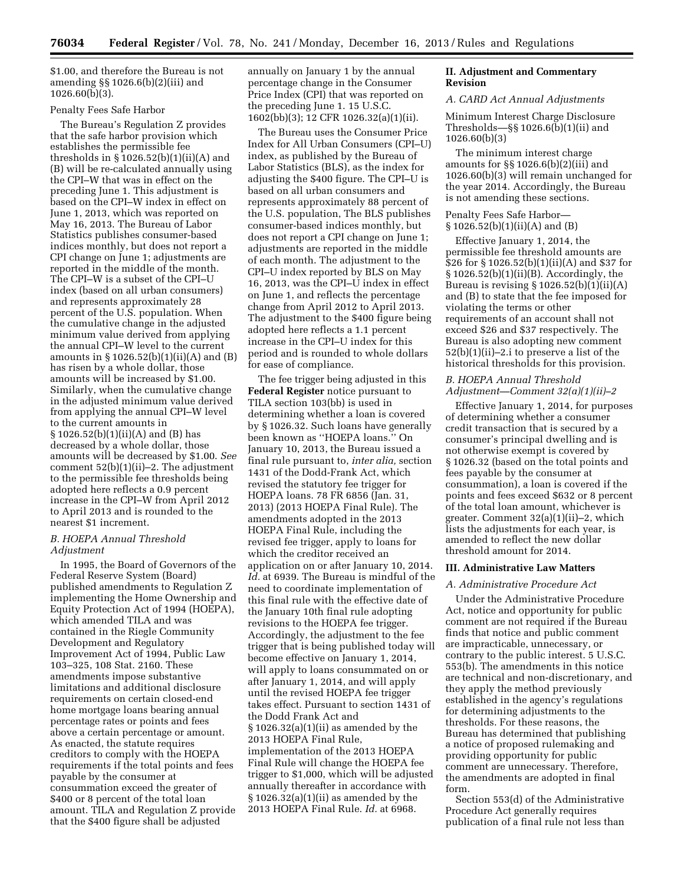$1.00, and therefore the Bureau is not amending §§ 1026.6(b)(2)(iii) and 1026.60(b)(3).

Penalty Fees Safe Harbor

The Bureau's Regulation Z provides that the safe harbor provision which establishes the permissible fee thresholds in § 1026.52(b)(1)(ii)(A) and (B) will be re-calculated annually using the CPI–W that was in effect on the preceding June 1. This adjustment is based on the CPI–W index in effect on June 1, 2013, which was reported on May 16, 2013. The Bureau of Labor Statistics publishes consumer-based indices monthly, but does not report a CPI change on June 1; adjustments are reported in the middle of the month. The CPI–W is a subset of the CPI–U index (based on all urban consumers) and represents approximately 28 percent of the U.S. population. When the cumulative change in the adjusted minimum value derived from applying the annual CPI–W level to the current amounts in § 1026.52(b)(1)(ii)(A) and (B) has risen by a whole dollar, those amounts will be increased by $1.00. Similarly, when the cumulative change in the adjusted minimum value derived from applying the annual CPI–W level to the current amounts in § 1026.52(b)(1)(ii)(A) and (B) has decreased by a whole dollar, those amounts will be decreased by $1.00. *See* comment 52(b)(1)(ii)–2. The adjustment to the permissible fee thresholds being adopted here reflects a 0.9 percent increase in the CPI–W from April 2012 to April 2013 and is rounded to the nearest $1 increment.

### *B. HOEPA Annual Threshold Adjustment*

In 1995, the Board of Governors of the Federal Reserve System (Board) published amendments to Regulation Z implementing the Home Ownership and Equity Protection Act of 1994 (HOEPA), which amended TILA and was contained in the Riegle Community Development and Regulatory Improvement Act of 1994, Public Law 103–325, 108 Stat. 2160. These amendments impose substantive limitations and additional disclosure requirements on certain closed-end home mortgage loans bearing annual percentage rates or points and fees above a certain percentage or amount. As enacted, the statute requires creditors to comply with the HOEPA requirements if the total points and fees payable by the consumer at consummation exceed the greater of $400 or 8 percent of the total loan amount. TILA and Regulation Z provide that the $400 figure shall be adjusted annually on January 1 by the annual percentage change in the Consumer Price Index (CPI) that was reported on the preceding June 1. 15 U.S.C. 1602(bb)(3); 12 CFR 1026.32(a)(1)(ii).

The Bureau uses the Consumer Price Index for All Urban Consumers (CPI–U) index, as published by the Bureau of Labor Statistics (BLS), as the index for adjusting the $400 figure. The CPI–U is based on all urban consumers and represents approximately 88 percent of the U.S. population, The BLS publishes consumer-based indices monthly, but does not report a CPI change on June 1; adjustments are reported in the middle of each month. The adjustment to the CPI–U index reported by BLS on May 16, 2013, was the CPI–U index in effect on June 1, and reflects the percentage change from April 2012 to April 2013. The adjustment to the $400 figure being adopted here reflects a 1.1 percent increase in the CPI–U index for this period and is rounded to whole dollars for ease of compliance.

The fee trigger being adjusted in this **Federal Register** notice pursuant to TILA section 103(bb) is used in determining whether a loan is covered by § 1026.32. Such loans have generally been known as "HOEPA loans." On January 10, 2013, the Bureau issued a final rule pursuant to, *inter alia,* section 1431 of the Dodd-Frank Act, which revised the statutory fee trigger for HOEPA loans. 78 FR 6856 (Jan. 31, 2013) (2013 HOEPA Final Rule). The amendments adopted in the 2013 HOEPA Final Rule, including the revised fee trigger, apply to loans for which the creditor received an application on or after January 10, 2014. *Id.* at 6939. The Bureau is mindful of the need to coordinate implementation of this final rule with the effective date of the January 10th final rule adopting revisions to the HOEPA fee trigger. Accordingly, the adjustment to the fee trigger that is being published today will become effective on January 1, 2014, will apply to loans consummated on or after January 1, 2014, and will apply until the revised HOEPA fee trigger takes effect. Pursuant to section 1431 of the Dodd Frank Act and § 1026.32(a)(1)(ii) as amended by the 2013 HOEPA Final Rule, implementation of the 2013 HOEPA Final Rule will change the HOEPA fee trigger to $1,000, which will be adjusted annually thereafter in accordance with § 1026.32(a)(1)(ii) as amended by the 2013 HOEPA Final Rule. *Id.* at 6968.

## II. Adjustment and Commentary Revision

### *A. CARD Act Annual Adjustments*

Minimum Interest Charge Disclosure Thresholds—§§ 1026.6(b)(1)(ii) and 1026.60(b)(3)

The minimum interest charge amounts for §§ 1026.6(b)(2)(iii) and 1026.60(b)(3) will remain unchanged for the year 2014. Accordingly, the Bureau is not amending these sections.

Penalty Fees Safe Harbor—§ 1026.52(b)(1)(ii)(A) and (B)

Effective January 1, 2014, the permissible fee threshold amounts are $26 for § 1026.52(b)(1)(ii)(A) and $37 for § 1026.52(b)(1)(ii)(B). Accordingly, the Bureau is revising § 1026.52(b)(1)(ii)(A) and (B) to state that the fee imposed for violating the terms or other requirements of an account shall not exceed $26 and $37 respectively. The Bureau is also adopting new comment 52(b)(1)(ii)–2.i to preserve a list of the historical thresholds for this provision.

### *B. HOEPA Annual Threshold Adjustment—Comment 32(a)(1)(ii)–2*

Effective January 1, 2014, for purposes of determining whether a consumer credit transaction that is secured by a consumer's principal dwelling and is not otherwise exempt is covered by § 1026.32 (based on the total points and fees payable by the consumer at consummation), a loan is covered if the points and fees exceed $632 or 8 percent of the total loan amount, whichever is greater. Comment 32(a)(1)(ii)–2, which lists the adjustments for each year, is amended to reflect the new dollar threshold amount for 2014.

## III. Administrative Law Matters

### *A. Administrative Procedure Act*

Under the Administrative Procedure Act, notice and opportunity for public comment are not required if the Bureau finds that notice and public comment are impracticable, unnecessary, or contrary to the public interest. 5 U.S.C. 553(b). The amendments in this notice are technical and non-discretionary, and they apply the method previously established in the agency's regulations for determining adjustments to the thresholds. For these reasons, the Bureau has determined that publishing a notice of proposed rulemaking and providing opportunity for public comment are unnecessary. Therefore, the amendments are adopted in final form.

Section 553(d) of the Administrative Procedure Act generally requires publication of a final rule not less than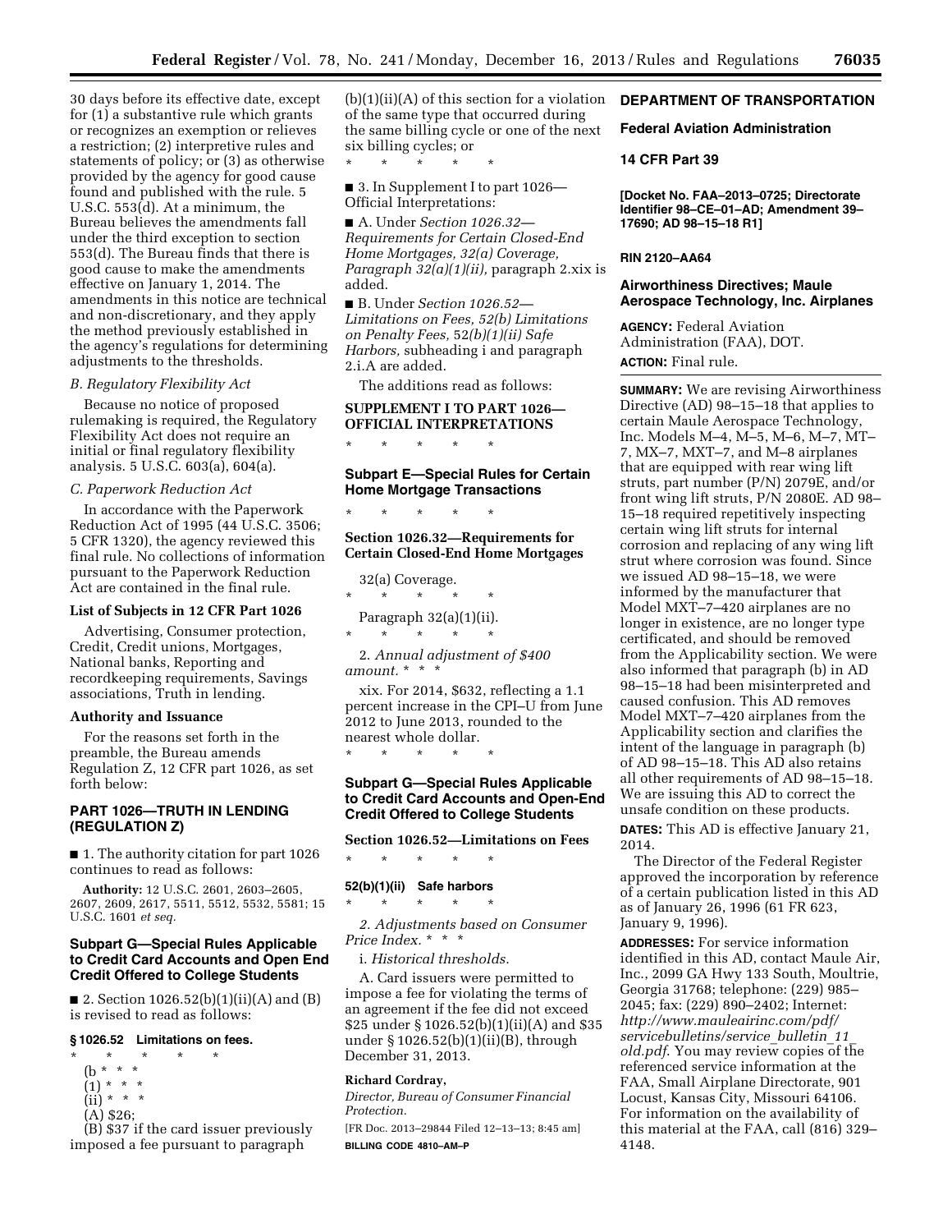30 days before its effective date, except for (1) a substantive rule which grants or recognizes an exemption or relieves a restriction; (2) interpretive rules and statements of policy; or (3) as otherwise provided by the agency for good cause found and published with the rule. 5 U.S.C. 553(d). At a minimum, the Bureau believes the amendments fall under the third exception to section 553(d). The Bureau finds that there is good cause to make the amendments effective on January 1, 2014. The amendments in this notice are technical and non-discretionary, and they apply the method previously established in the agency's regulations for determining adjustments to the thresholds.

*B. Regulatory Flexibility Act*

Because no notice of proposed rulemaking is required, the Regulatory Flexibility Act does not require an initial or final regulatory flexibility analysis. 5 U.S.C. 603(a), 604(a).

*C. Paperwork Reduction Act*

In accordance with the Paperwork Reduction Act of 1995 (44 U.S.C. 3506; 5 CFR 1320), the agency reviewed this final rule. No collections of information pursuant to the Paperwork Reduction Act are contained in the final rule.

**List of Subjects in 12 CFR Part 1026**

Advertising, Consumer protection, Credit, Credit unions, Mortgages, National banks, Reporting and recordkeeping requirements, Savings associations, Truth in lending.

**Authority and Issuance**

For the reasons set forth in the preamble, the Bureau amends Regulation Z, 12 CFR part 1026, as set forth below:

## PART 1026—TRUTH IN LENDING (REGULATION Z)

■ 1. The authority citation for part 1026 continues to read as follows:

**Authority:** 12 U.S.C. 2601, 2603–2605, 2607, 2609, 2617, 5511, 5512, 5532, 5581; 15 U.S.C. 1601 *et seq.*

### Subpart G—Special Rules Applicable to Credit Card Accounts and Open End Credit Offered to College Students

■ 2. Section 1026.52(b)(1)(ii)(A) and (B) is revised to read as follows:

**§ 1026.52 Limitations on fees.**

\* \* \* \* \*

(b \* \* \*

(1) \* \* \*

(ii) \* \* \*

(A) $26;

(B) $37 if the card issuer previously imposed a fee pursuant to paragraph (b)(1)(ii)(A) of this section for a violation of the same type that occurred during the same billing cycle or one of the next six billing cycles; or

\* \* \* \* \*

■ 3. In Supplement I to part 1026—Official Interpretations:

■ A. Under *Section 1026.32—Requirements for Certain Closed-End Home Mortgages, 32(a) Coverage, Paragraph 32(a)(1)(ii),* paragraph 2.xix is added.

■ B. Under *Section 1026.52—Limitations on Fees, 52(b) Limitations on Penalty Fees,* 52*(b)(1)(ii) Safe Harbors,* subheading i and paragraph 2.i.A are added.

The additions read as follows:

## SUPPLEMENT I TO PART 1026—OFFICIAL INTERPRETATIONS

\* \* \* \* \*

### Subpart E—Special Rules for Certain Home Mortgage Transactions

\* \* \* \* \*

**Section 1026.32—Requirements for Certain Closed-End Home Mortgages**

32(a) Coverage.

\* \* \* \* \*

Paragraph 32(a)(1)(ii).

\* \* \* \* \*

2. *Annual adjustment of $400 amount.* \* \* \*

xix. For 2014, $632, reflecting a 1.1 percent increase in the CPI–U from June 2012 to June 2013, rounded to the nearest whole dollar.

\* \* \* \* \*

### Subpart G—Special Rules Applicable to Credit Card Accounts and Open-End Credit Offered to College Students

**Section 1026.52—Limitations on Fees**

\* \* \* \* \*

**52(b)(1)(ii) Safe harbors**

\* \* \* \* \*

*2. Adjustments based on Consumer Price Index.* \* \* \*

i. *Historical thresholds.*

A. Card issuers were permitted to impose a fee for violating the terms of an agreement if the fee did not exceed $25 under § 1026.52(b)(1)(ii)(A) and $35 under § 1026.52(b)(1)(ii)(B), through December 31, 2013.

**Richard Cordray,**

*Director, Bureau of Consumer Financial Protection.*

[FR Doc. 2013–29844 Filed 12–13–13; 8:45 am]

**BILLING CODE 4810–AM–P**

## DEPARTMENT OF TRANSPORTATION

### Federal Aviation Administration

### 14 CFR Part 39

**[Docket No. FAA–2013–0725; Directorate Identifier 98–CE–01–AD; Amendment 39–17690; AD 98–15–18 R1]**

**RIN 2120–AA64**

### Airworthiness Directives; Maule Aerospace Technology, Inc. Airplanes

**AGENCY:** Federal Aviation Administration (FAA), DOT.

**ACTION:** Final rule.

**SUMMARY:** We are revising Airworthiness Directive (AD) 98–15–18 that applies to certain Maule Aerospace Technology, Inc. Models M–4, M–5, M–6, M–7, MT–7, MX–7, MXT–7, and M–8 airplanes that are equipped with rear wing lift struts, part number (P/N) 2079E, and/or front wing lift struts, P/N 2080E. AD 98–15–18 required repetitively inspecting certain wing lift struts for internal corrosion and replacing of any wing lift strut where corrosion was found. Since we issued AD 98–15–18, we were informed by the manufacturer that Model MXT–7–420 airplanes are no longer in existence, are no longer type certificated, and should be removed from the Applicability section. We were also informed that paragraph (b) in AD 98–15–18 had been misinterpreted and caused confusion. This AD removes Model MXT–7–420 airplanes from the Applicability section and clarifies the intent of the language in paragraph (b) of AD 98–15–18. This AD also retains all other requirements of AD 98–15–18. We are issuing this AD to correct the unsafe condition on these products.

**DATES:** This AD is effective January 21, 2014.

The Director of the Federal Register approved the incorporation by reference of a certain publication listed in this AD as of January 26, 1996 (61 FR 623, January 9, 1996).

**ADDRESSES:** For service information identified in this AD, contact Maule Air, Inc., 2099 GA Hwy 133 South, Moultrie, Georgia 31768; telephone: (229) 985–2045; fax: (229) 890–2402; Internet: *http://www.mauleairinc.com/pdf/servicebulletins/service_bulletin_11_old.pdf.* You may review copies of the referenced service information at the FAA, Small Airplane Directorate, 901 Locust, Kansas City, Missouri 64106. For information on the availability of this material at the FAA, call (816) 329–4148.